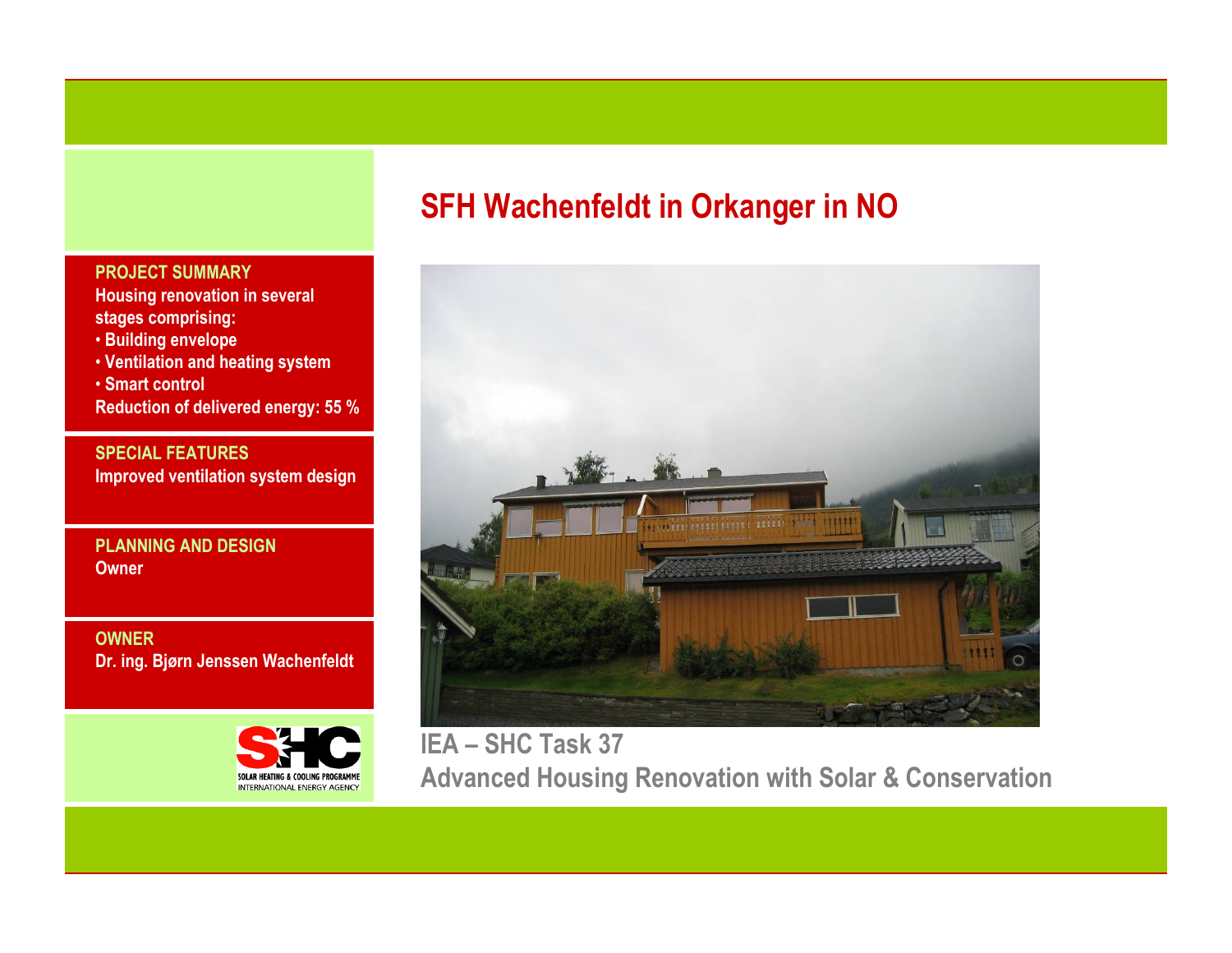# SFH Wachenfeldt in Orkanger in NO

**PROJECT SUMMARY**

Housing renovation in several stages comprising:

- Building envelope
- Ventilation and heating system
- Smart control

Reduction of delivered energy: 55 %

**SPECIAL FEATURES**

Improved ventilation system design

**PLANNING AND DESIGN**

Owner

**OWNER**

Dr. ing. Bjørn Jenssen Wachenfeldt

SOLAR HEATING & COOLING PROGRAMME
INTERNATIONAL ENERGY AGENCY

**IEA – SHC Task 37**

**Advanced Housing Renovation with Solar & Conservation**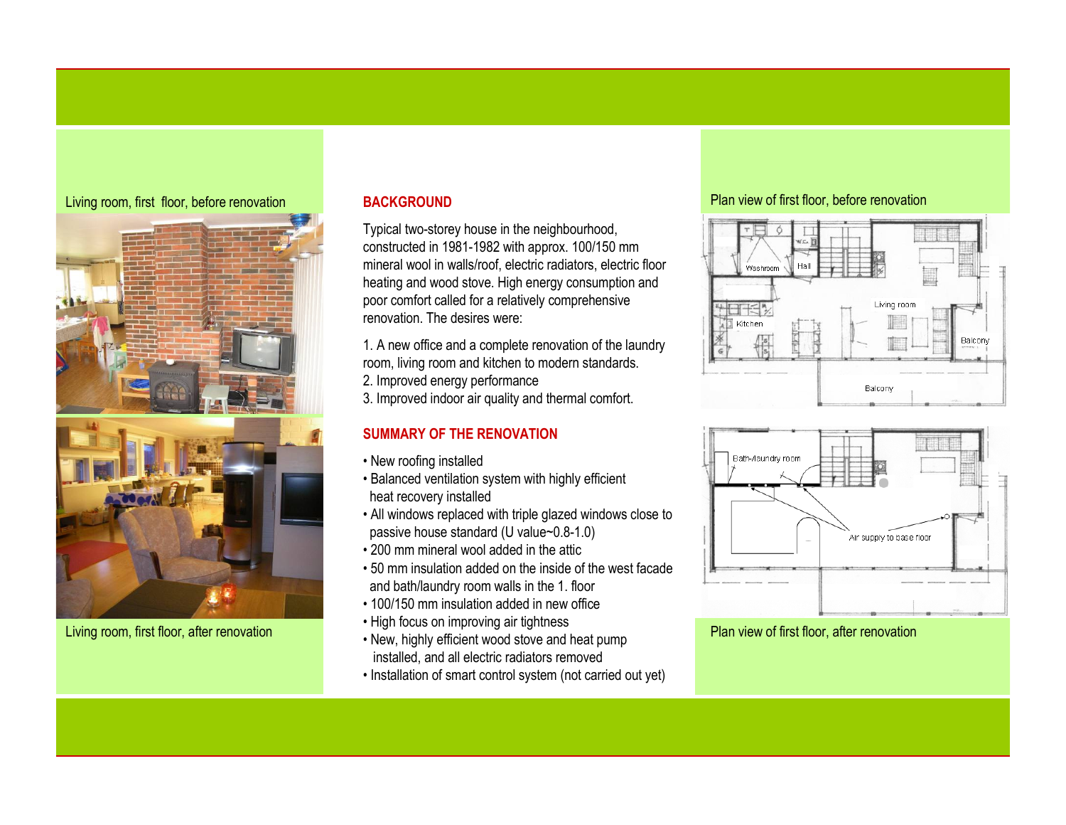Living room, first floor, before renovation

Living room, first floor, after renovation

## BACKGROUND

Typical two-storey house in the neighbourhood, constructed in 1981-1982 with approx. 100/150 mm mineral wool in walls/roof, electric radiators, electric floor heating and wood stove. High energy consumption and poor comfort called for a relatively comprehensive renovation. The desires were:

1. A new office and a complete renovation of the laundry room, living room and kitchen to modern standards.
2. Improved energy performance
3. Improved indoor air quality and thermal comfort.

## SUMMARY OF THE RENOVATION

- New roofing installed
- Balanced ventilation system with highly efficient heat recovery installed
- All windows replaced with triple glazed windows close to passive house standard (U value~0.8-1.0)
- 200 mm mineral wool added in the attic
- 50 mm insulation added on the inside of the west facade and bath/laundry room walls in the 1. floor
- 100/150 mm insulation added in new office
- High focus on improving air tightness
- New, highly efficient wood stove and heat pump installed, and all electric radiators removed
- Installation of smart control system (not carried out yet)

Plan view of first floor, before renovation

Washroom, Hall, Living room, Kitchen, Balcony, Balcony

Bath-/laundry room

Air supply to base floor

Plan view of first floor, after renovation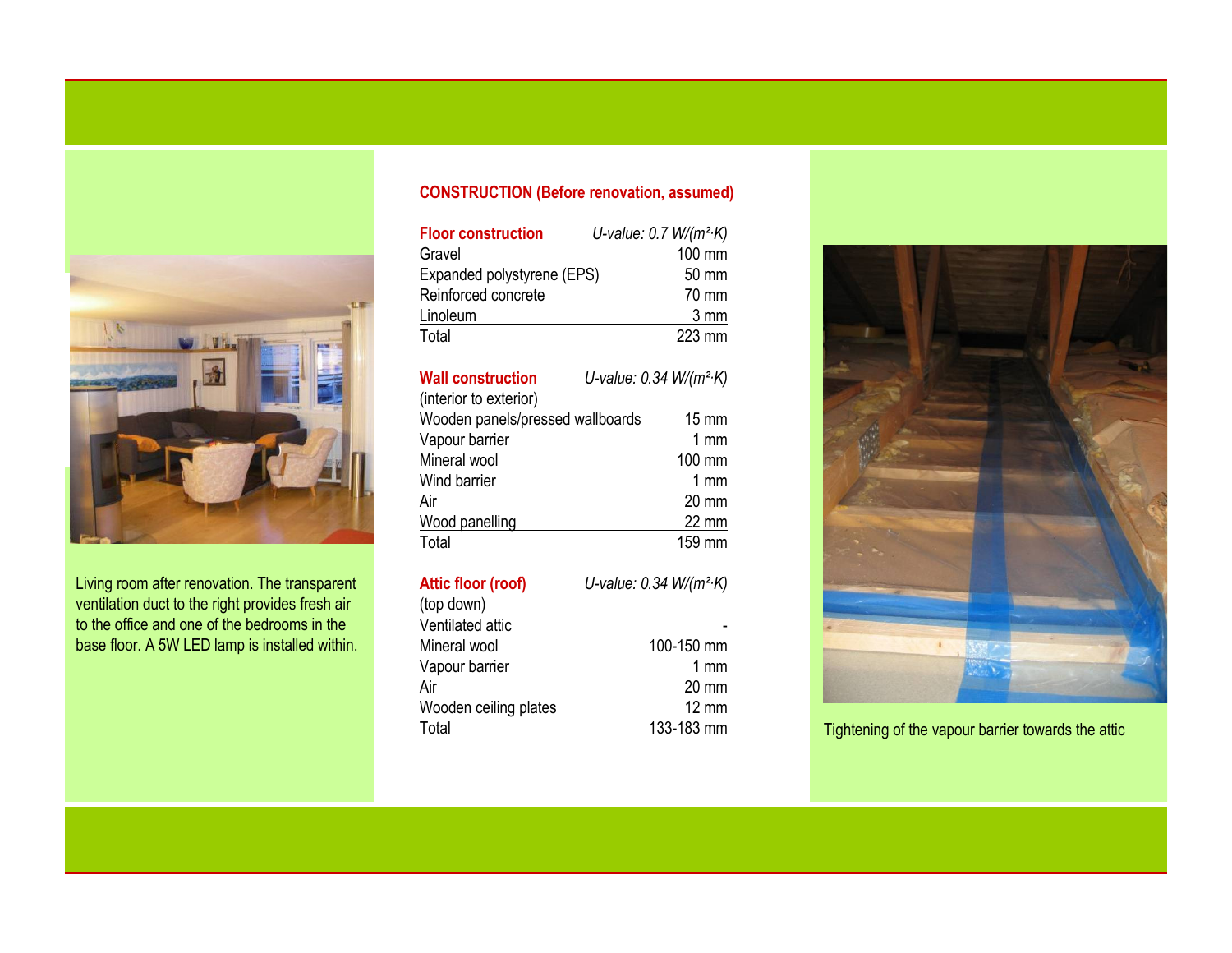Living room after renovation. The transparent ventilation duct to the right provides fresh air to the office and one of the bedrooms in the base floor. A 5W LED lamp is installed within.

## CONSTRUCTION (Before renovation, assumed)

| **Floor construction** | *U-value: 0.7 W/(m²·K)* |
|---|---|
| Gravel | 100 mm |
| Expanded polystyrene (EPS) | 50 mm |
| Reinforced concrete | 70 mm |
| Linoleum | 3 mm |
| Total | 223 mm |

| **Wall construction** | *U-value: 0.34 W/(m²·K)* |
|---|---|
| (interior to exterior) | |
| Wooden panels/pressed wallboards | 15 mm |
| Vapour barrier | 1 mm |
| Mineral wool | 100 mm |
| Wind barrier | 1 mm |
| Air | 20 mm |
| Wood panelling | 22 mm |
| Total | 159 mm |

| **Attic floor (roof)** | *U-value: 0.34 W/(m²·K)* |
|---|---|
| (top down) | |
| Ventilated attic | - |
| Mineral wool | 100-150 mm |
| Vapour barrier | 1 mm |
| Air | 20 mm |
| Wooden ceiling plates | 12 mm |
| Total | 133-183 mm |

Tightening of the vapour barrier towards the attic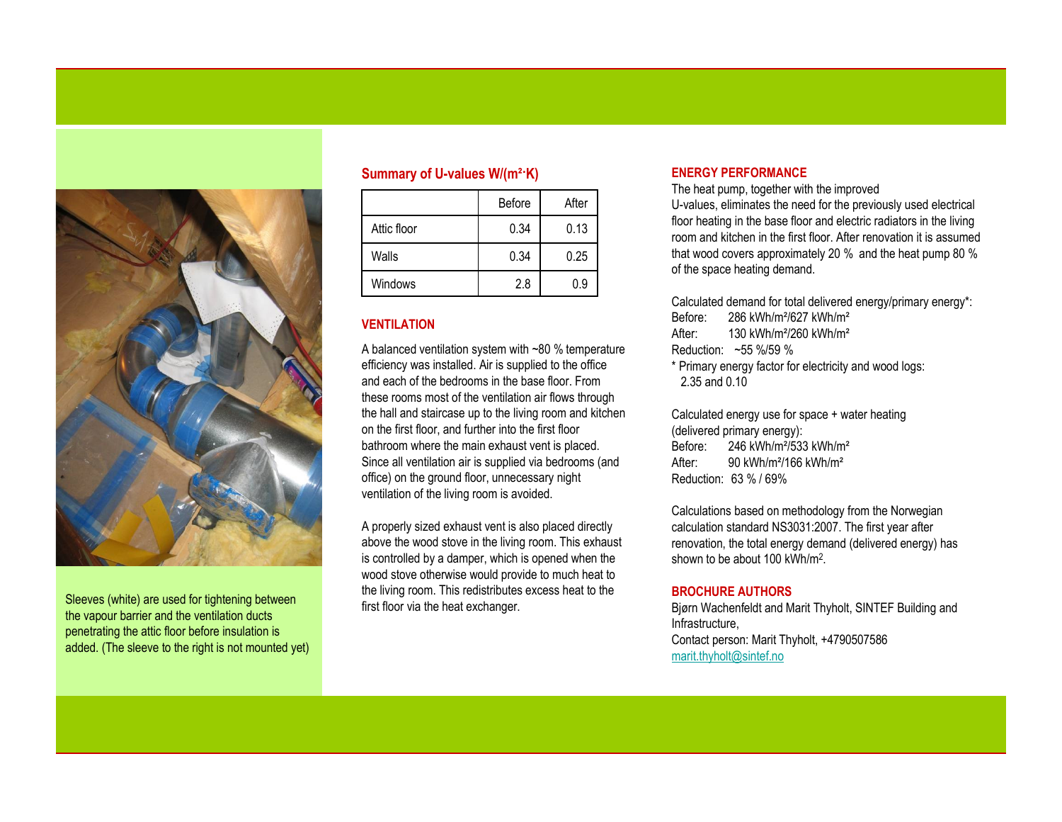Sleeves (white) are used for tightening between the vapour barrier and the ventilation ducts penetrating the attic floor before insulation is added. (The sleeve to the right is not mounted yet)

## Summary of U-values W/(m²·K)

| | Before | After |
|---|---|---|
| Attic floor | 0.34 | 0.13 |
| Walls | 0.34 | 0.25 |
| Windows | 2.8 | 0.9 |

## VENTILATION

A balanced ventilation system with ~80 % temperature efficiency was installed. Air is supplied to the office and each of the bedrooms in the base floor. From these rooms most of the ventilation air flows through the hall and staircase up to the living room and kitchen on the first floor, and further into the first floor bathroom where the main exhaust vent is placed. Since all ventilation air is supplied via bedrooms (and office) on the ground floor, unnecessary night ventilation of the living room is avoided.

A properly sized exhaust vent is also placed directly above the wood stove in the living room. This exhaust is controlled by a damper, which is opened when the wood stove otherwise would provide to much heat to the living room. This redistributes excess heat to the first floor via the heat exchanger.

## ENERGY PERFORMANCE

The heat pump, together with the improved U-values, eliminates the need for the previously used electrical floor heating in the base floor and electric radiators in the living room and kitchen in the first floor. After renovation it is assumed that wood covers approximately 20 % and the heat pump 80 % of the space heating demand.

Calculated demand for total delivered energy/primary energy*:
Before: 286 kWh/m²/627 kWh/m²
After: 130 kWh/m²/260 kWh/m²
Reduction: ~55 %/59 %
* Primary energy factor for electricity and wood logs: 2.35 and 0.10

Calculated energy use for space + water heating (delivered primary energy):
Before: 246 kWh/m²/533 kWh/m²
After: 90 kWh/m²/166 kWh/m²
Reduction: 63 % / 69%

Calculations based on methodology from the Norwegian calculation standard NS3031:2007. The first year after renovation, the total energy demand (delivered energy) has shown to be about 100 kWh/m².

## BROCHURE AUTHORS

Bjørn Wachenfeldt and Marit Thyholt, SINTEF Building and Infrastructure,
Contact person: Marit Thyholt, +4790507586
marit.thyholt@sintef.no